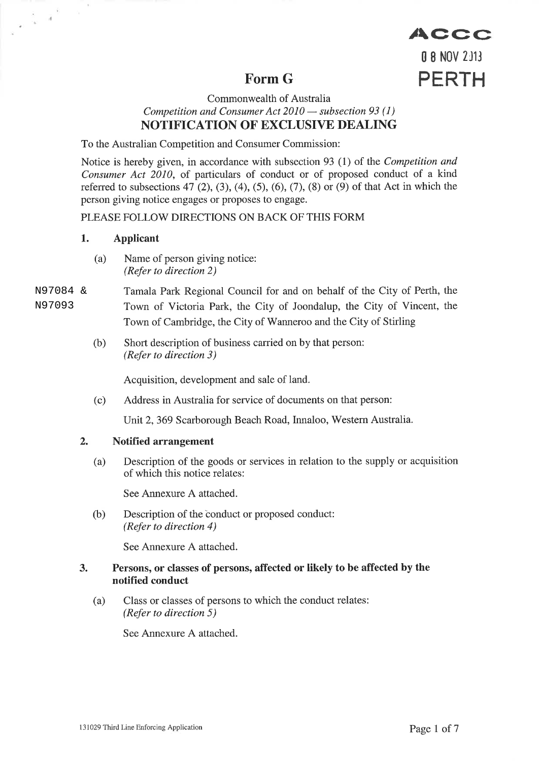ACCC
08 NOV 2013
PERTH

# Form G

Commonwealth of Australia

*Competition and Consumer Act 2010 — subsection 93 (1)*

## NOTIFICATION OF EXCLUSIVE DEALING

To the Australian Competition and Consumer Commission:

Notice is hereby given, in accordance with subsection 93 (1) of the *Competition and Consumer Act 2010*, of particulars of conduct or of proposed conduct of a kind referred to subsections 47 (2), (3), (4), (5), (6), (7), (8) or (9) of that Act in which the person giving notice engages or proposes to engage.

PLEASE FOLLOW DIRECTIONS ON BACK OF THIS FORM

### 1. Applicant

(a) Name of person giving notice:
*(Refer to direction 2)*

N97084 & N97093

Tamala Park Regional Council for and on behalf of the City of Perth, the Town of Victoria Park, the City of Joondalup, the City of Vincent, the Town of Cambridge, the City of Wanneroo and the City of Stirling

(b) Short description of business carried on by that person:
*(Refer to direction 3)*

Acquisition, development and sale of land.

(c) Address in Australia for service of documents on that person:

Unit 2, 369 Scarborough Beach Road, Innaloo, Western Australia.

### 2. Notified arrangement

(a) Description of the goods or services in relation to the supply or acquisition of which this notice relates:

See Annexure A attached.

(b) Description of the conduct or proposed conduct:
*(Refer to direction 4)*

See Annexure A attached.

### 3. Persons, or classes of persons, affected or likely to be affected by the notified conduct

(a) Class or classes of persons to which the conduct relates:
*(Refer to direction 5)*

See Annexure A attached.

131029 Third Line Enforcing Application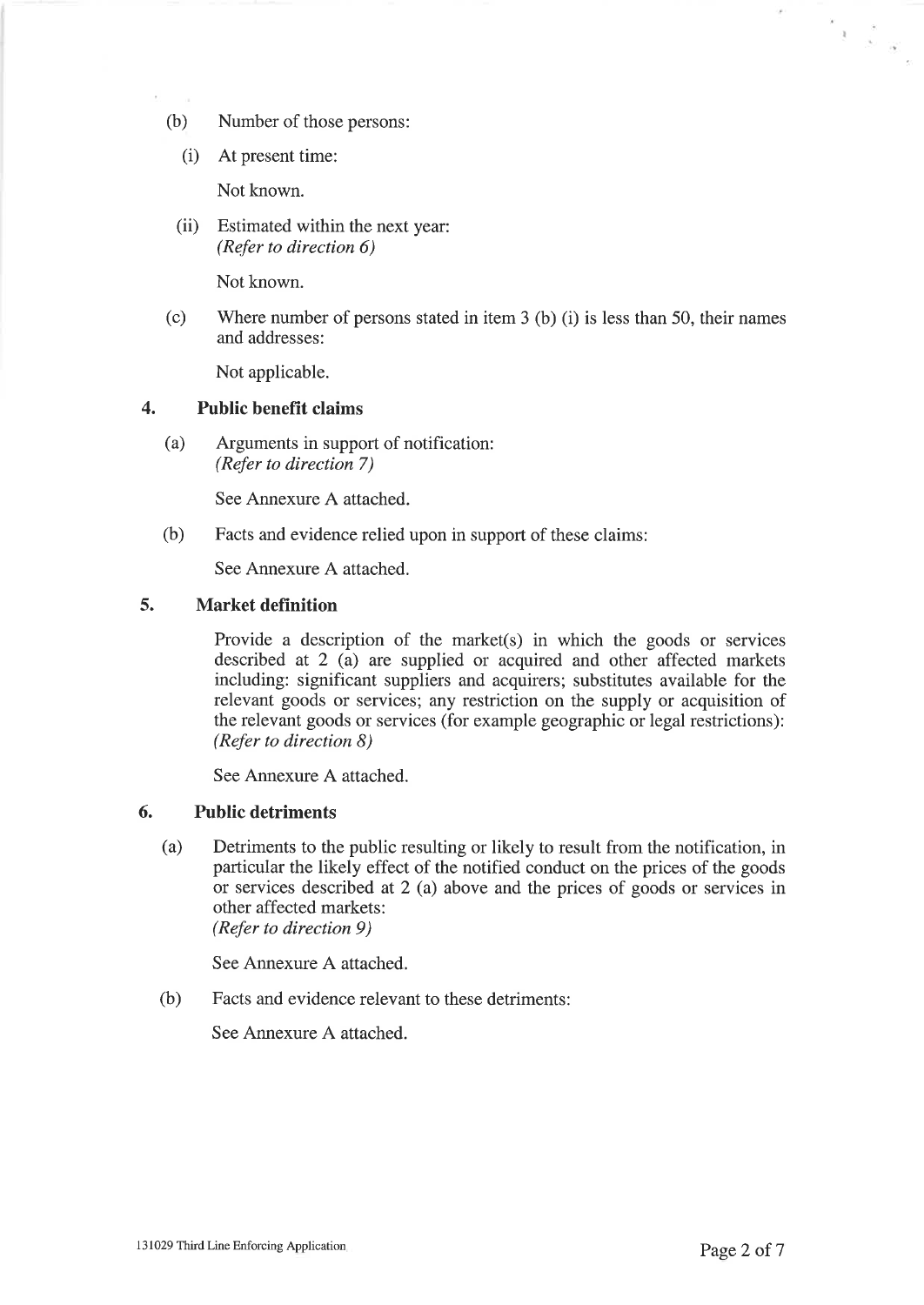(b) Number of those persons:

(i) At present time:

Not known.

(ii) Estimated within the next year:
*(Refer to direction 6)*

Not known.

(c) Where number of persons stated in item 3 (b) (i) is less than 50, their names and addresses:

Not applicable.

## 4. Public benefit claims

(a) Arguments in support of notification:
*(Refer to direction 7)*

See Annexure A attached.

(b) Facts and evidence relied upon in support of these claims:

See Annexure A attached.

## 5. Market definition

Provide a description of the market(s) in which the goods or services described at 2 (a) are supplied or acquired and other affected markets including: significant suppliers and acquirers; substitutes available for the relevant goods or services; any restriction on the supply or acquisition of the relevant goods or services (for example geographic or legal restrictions):
*(Refer to direction 8)*

See Annexure A attached.

## 6. Public detriments

(a) Detriments to the public resulting or likely to result from the notification, in particular the likely effect of the notified conduct on the prices of the goods or services described at 2 (a) above and the prices of goods or services in other affected markets:
*(Refer to direction 9)*

See Annexure A attached.

(b) Facts and evidence relevant to these detriments:

See Annexure A attached.

131029 Third Line Enforcing Application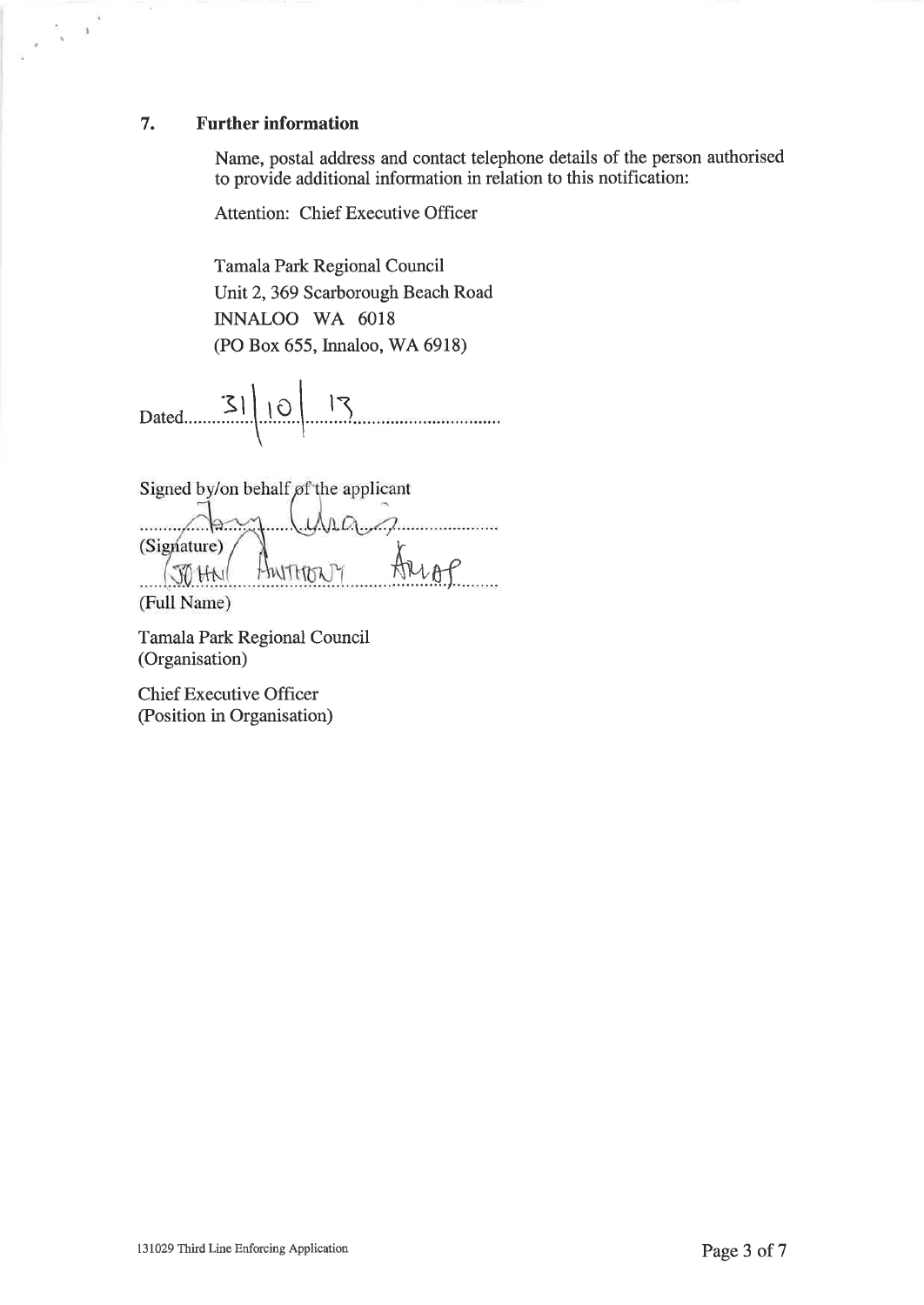## 7. Further information

Name, postal address and contact telephone details of the person authorised to provide additional information in relation to this notification:

Attention: Chief Executive Officer

Tamala Park Regional Council
Unit 2, 369 Scarborough Beach Road
INNALOO WA 6018
(PO Box 655, Innaloo, WA 6918)

Dated 31 | 10 | 13

Signed by/on behalf of the applicant

(Signature)

JOHN ANTHONY ARIAS

(Full Name)

Tamala Park Regional Council
(Organisation)

Chief Executive Officer
(Position in Organisation)

131029 Third Line Enforcing Application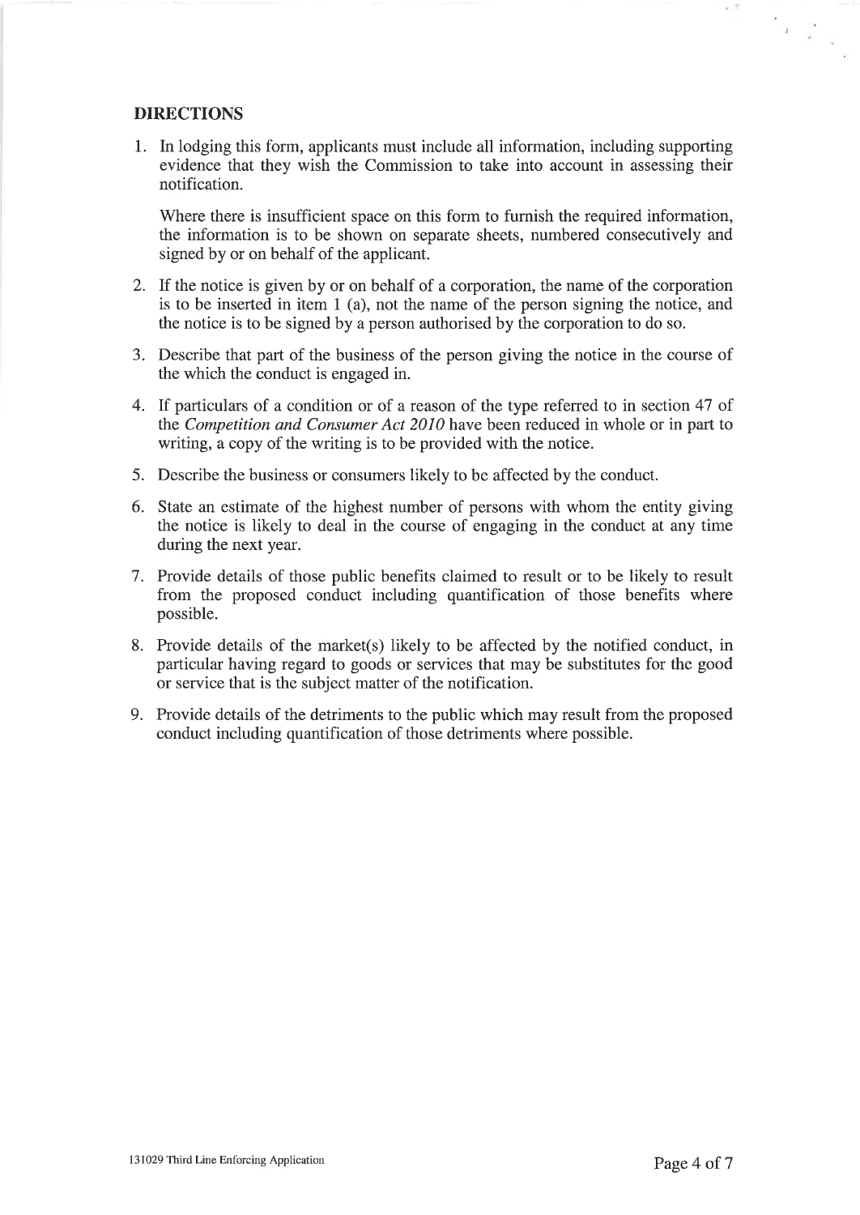## DIRECTIONS

1. In lodging this form, applicants must include all information, including supporting evidence that they wish the Commission to take into account in assessing their notification.

   Where there is insufficient space on this form to furnish the required information, the information is to be shown on separate sheets, numbered consecutively and signed by or on behalf of the applicant.

2. If the notice is given by or on behalf of a corporation, the name of the corporation is to be inserted in item 1 (a), not the name of the person signing the notice, and the notice is to be signed by a person authorised by the corporation to do so.

3. Describe that part of the business of the person giving the notice in the course of the which the conduct is engaged in.

4. If particulars of a condition or of a reason of the type referred to in section 47 of the *Competition and Consumer Act 2010* have been reduced in whole or in part to writing, a copy of the writing is to be provided with the notice.

5. Describe the business or consumers likely to be affected by the conduct.

6. State an estimate of the highest number of persons with whom the entity giving the notice is likely to deal in the course of engaging in the conduct at any time during the next year.

7. Provide details of those public benefits claimed to result or to be likely to result from the proposed conduct including quantification of those benefits where possible.

8. Provide details of the market(s) likely to be affected by the notified conduct, in particular having regard to goods or services that may be substitutes for the good or service that is the subject matter of the notification.

9. Provide details of the detriments to the public which may result from the proposed conduct including quantification of those detriments where possible.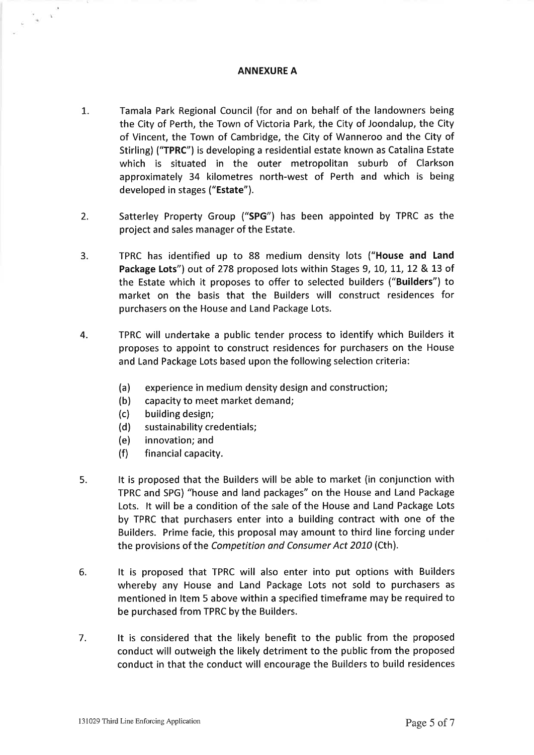**ANNEXURE A**

1. Tamala Park Regional Council (for and on behalf of the landowners being the City of Perth, the Town of Victoria Park, the City of Joondalup, the City of Vincent, the Town of Cambridge, the City of Wanneroo and the City of Stirling) ("**TPRC**") is developing a residential estate known as Catalina Estate which is situated in the outer metropolitan suburb of Clarkson approximately 34 kilometres north-west of Perth and which is being developed in stages ("**Estate**").

2. Satterley Property Group ("**SPG**") has been appointed by TPRC as the project and sales manager of the Estate.

3. TPRC has identified up to 88 medium density lots ("**House and Land Package Lots**") out of 278 proposed lots within Stages 9, 10, 11, 12 & 13 of the Estate which it proposes to offer to selected builders ("**Builders**") to market on the basis that the Builders will construct residences for purchasers on the House and Land Package Lots.

4. TPRC will undertake a public tender process to identify which Builders it proposes to appoint to construct residences for purchasers on the House and Land Package Lots based upon the following selection criteria:

   (a) experience in medium density design and construction;
   (b) capacity to meet market demand;
   (c) building design;
   (d) sustainability credentials;
   (e) innovation; and
   (f) financial capacity.

5. It is proposed that the Builders will be able to market (in conjunction with TPRC and SPG) "house and land packages" on the House and Land Package Lots. It will be a condition of the sale of the House and Land Package Lots by TPRC that purchasers enter into a building contract with one of the Builders. Prime facie, this proposal may amount to third line forcing under the provisions of the *Competition and Consumer Act 2010* (Cth).

6. It is proposed that TPRC will also enter into put options with Builders whereby any House and Land Package Lots not sold to purchasers as mentioned in Item 5 above within a specified timeframe may be required to be purchased from TPRC by the Builders.

7. It is considered that the likely benefit to the public from the proposed conduct will outweigh the likely detriment to the public from the proposed conduct in that the conduct will encourage the Builders to build residences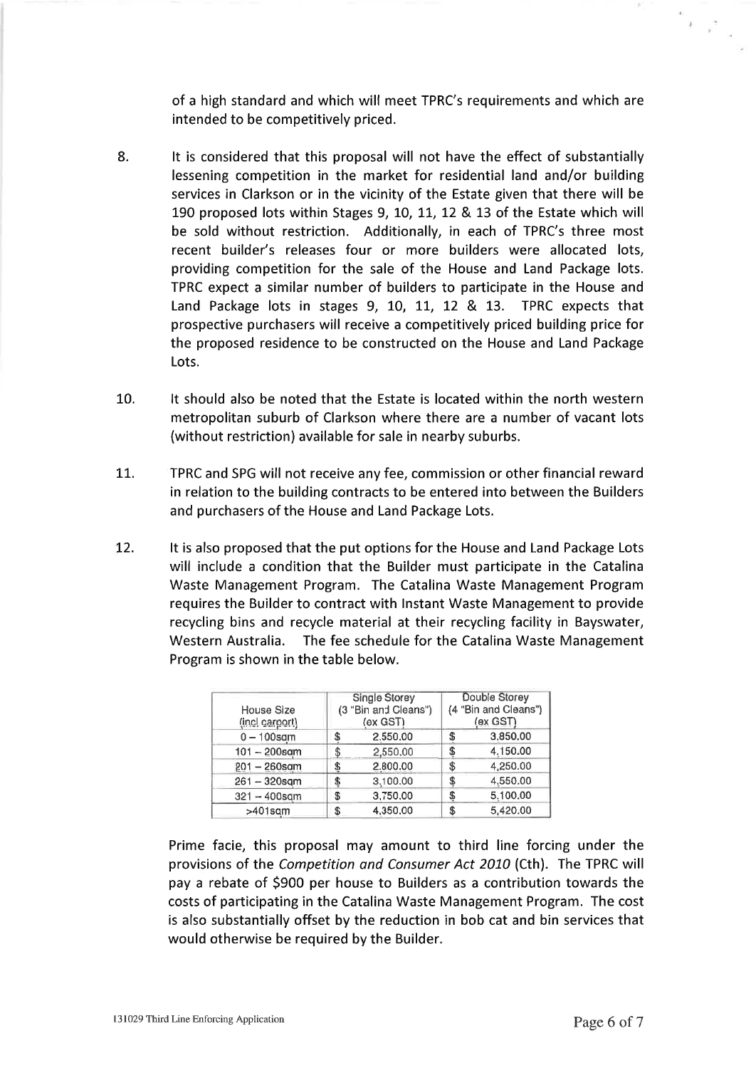of a high standard and which will meet TPRC's requirements and which are intended to be competitively priced.

8. It is considered that this proposal will not have the effect of substantially lessening competition in the market for residential land and/or building services in Clarkson or in the vicinity of the Estate given that there will be 190 proposed lots within Stages 9, 10, 11, 12 & 13 of the Estate which will be sold without restriction. Additionally, in each of TPRC's three most recent builder's releases four or more builders were allocated lots, providing competition for the sale of the House and Land Package lots. TPRC expect a similar number of builders to participate in the House and Land Package lots in stages 9, 10, 11, 12 & 13. TPRC expects that prospective purchasers will receive a competitively priced building price for the proposed residence to be constructed on the House and Land Package Lots.

10. It should also be noted that the Estate is located within the north western metropolitan suburb of Clarkson where there are a number of vacant lots (without restriction) available for sale in nearby suburbs.

11. TPRC and SPG will not receive any fee, commission or other financial reward in relation to the building contracts to be entered into between the Builders and purchasers of the House and Land Package Lots.

12. It is also proposed that the put options for the House and Land Package Lots will include a condition that the Builder must participate in the Catalina Waste Management Program. The Catalina Waste Management Program requires the Builder to contract with Instant Waste Management to provide recycling bins and recycle material at their recycling facility in Bayswater, Western Australia. The fee schedule for the Catalina Waste Management Program is shown in the table below.

| House Size (incl carport) | Single Storey (3 "Bin and Cleans") (ex GST) | Double Storey (4 "Bin and Cleans") (ex GST) |
|---|---|---|
| 0 – 100sqm | $ 2,550.00 | $ 3,850.00 |
| 101 – 200sqm | $ 2,550.00 | $ 4,150.00 |
| 201 – 260sqm | $ 2,800.00 | $ 4,250.00 |
| 261 – 320sqm | $ 3,100.00 | $ 4,550.00 |
| 321 – 400sqm | $ 3,750.00 | $ 5,100.00 |
| >401sqm | $ 4,350.00 | $ 5,420.00 |

Prime facie, this proposal may amount to third line forcing under the provisions of the *Competition and Consumer Act 2010* (Cth). The TPRC will pay a rebate of $900 per house to Builders as a contribution towards the costs of participating in the Catalina Waste Management Program. The cost is also substantially offset by the reduction in bob cat and bin services that would otherwise be required by the Builder.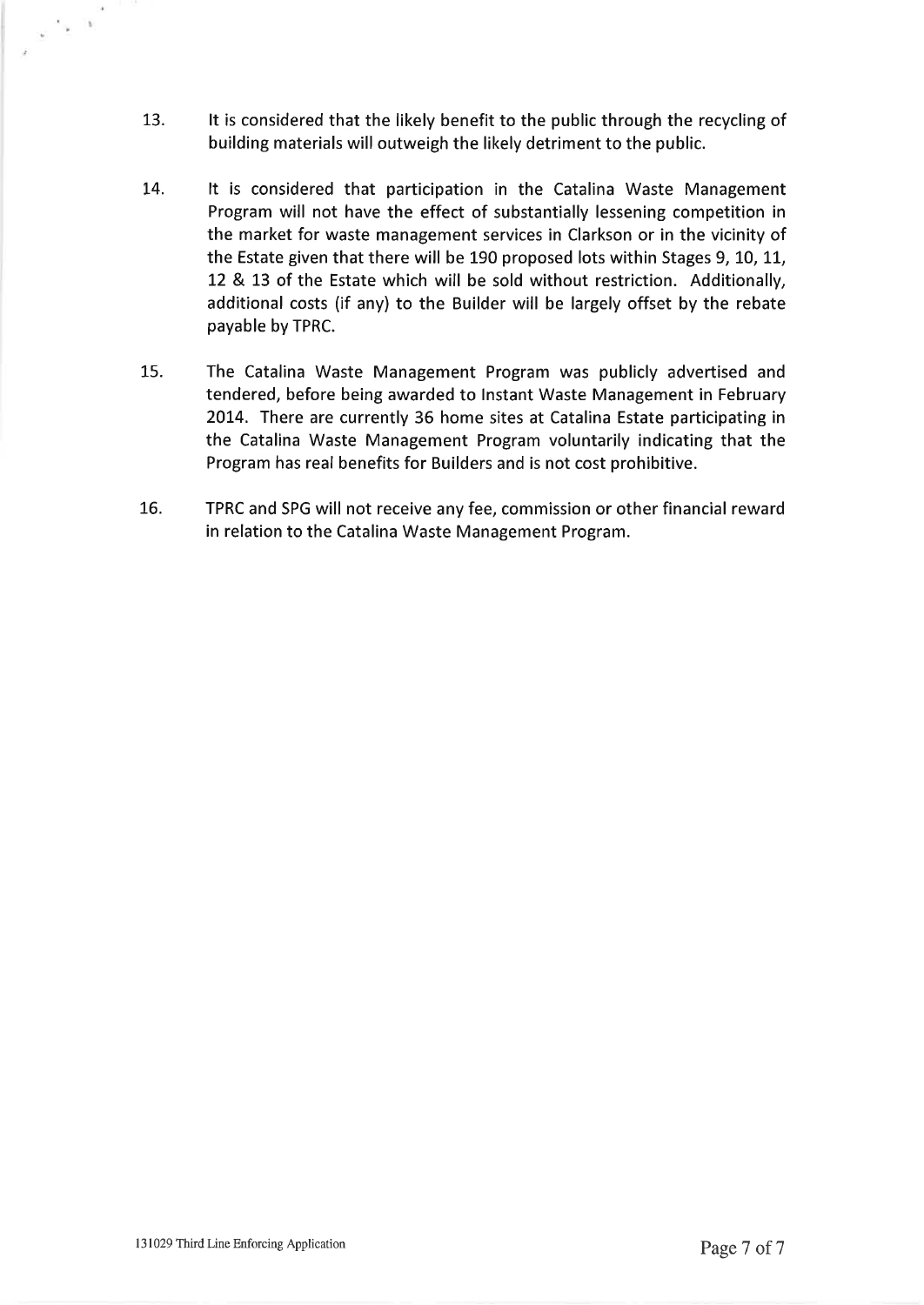13. It is considered that the likely benefit to the public through the recycling of building materials will outweigh the likely detriment to the public.

14. It is considered that participation in the Catalina Waste Management Program will not have the effect of substantially lessening competition in the market for waste management services in Clarkson or in the vicinity of the Estate given that there will be 190 proposed lots within Stages 9, 10, 11, 12 & 13 of the Estate which will be sold without restriction. Additionally, additional costs (if any) to the Builder will be largely offset by the rebate payable by TPRC.

15. The Catalina Waste Management Program was publicly advertised and tendered, before being awarded to Instant Waste Management in February 2014. There are currently 36 home sites at Catalina Estate participating in the Catalina Waste Management Program voluntarily indicating that the Program has real benefits for Builders and is not cost prohibitive.

16. TPRC and SPG will not receive any fee, commission or other financial reward in relation to the Catalina Waste Management Program.